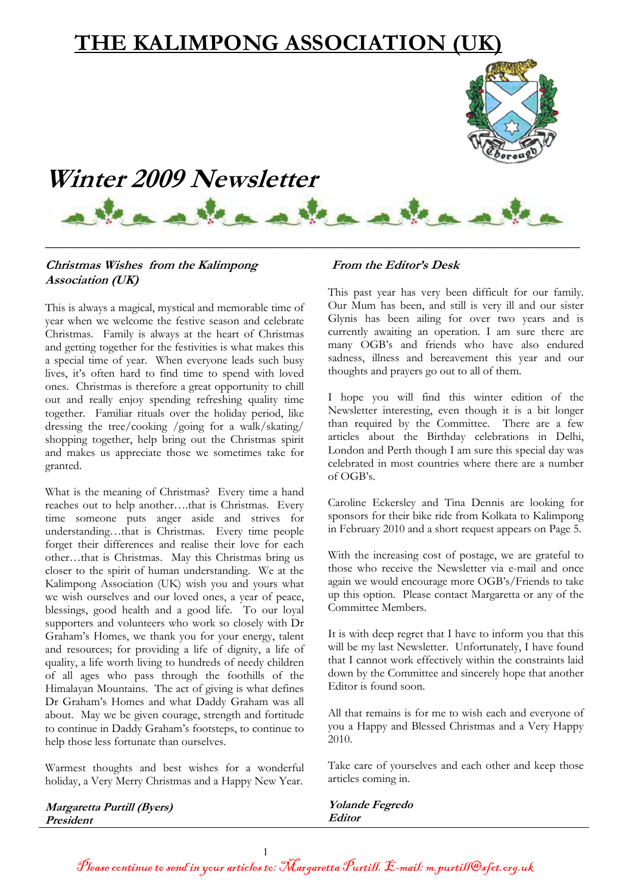# THE KALIMPONG ASSOCIATION (UK)

## *Winter 2009 Newsletter*

### *Christmas Wishes from the Kalimpong Association (UK)*

This is always a magical, mystical and memorable time of year when we welcome the festive season and celebrate Christmas. Family is always at the heart of Christmas and getting together for the festivities is what makes this a special time of year. When everyone leads such busy lives, it's often hard to find time to spend with loved ones. Christmas is therefore a great opportunity to chill out and really enjoy spending refreshing quality time together. Familiar rituals over the holiday period, like dressing the tree/cooking /going for a walk/skating/ shopping together, help bring out the Christmas spirit and makes us appreciate those we sometimes take for granted.

What is the meaning of Christmas? Every time a hand reaches out to help another….that is Christmas. Every time someone puts anger aside and strives for understanding…that is Christmas. Every time people forget their differences and realise their love for each other…that is Christmas. May this Christmas bring us closer to the spirit of human understanding. We at the Kalimpong Association (UK) wish you and yours what we wish ourselves and our loved ones, a year of peace, blessings, good health and a good life. To our loyal supporters and volunteers who work so closely with Dr Graham's Homes, we thank you for your energy, talent and resources; for providing a life of dignity, a life of quality, a life worth living to hundreds of needy children of all ages who pass through the foothills of the Himalayan Mountains. The act of giving is what defines Dr Graham's Homes and what Daddy Graham was all about. May we be given courage, strength and fortitude to continue in Daddy Graham's footsteps, to continue to help those less fortunate than ourselves.

Warmest thoughts and best wishes for a wonderful holiday, a Very Merry Christmas and a Happy New Year.

***Margaretta Purtill (Byers)***
***President***

### *From the Editor's Desk*

This past year has very been difficult for our family. Our Mum has been, and still is very ill and our sister Glynis has been ailing for over two years and is currently awaiting an operation. I am sure there are many OGB's and friends who have also endured sadness, illness and bereavement this year and our thoughts and prayers go out to all of them.

I hope you will find this winter edition of the Newsletter interesting, even though it is a bit longer than required by the Committee. There are a few articles about the Birthday celebrations in Delhi, London and Perth though I am sure this special day was celebrated in most countries where there are a number of OGB's.

Caroline Eckersley and Tina Dennis are looking for sponsors for their bike ride from Kolkata to Kalimpong in February 2010 and a short request appears on Page 5.

With the increasing cost of postage, we are grateful to those who receive the Newsletter via e-mail and once again we would encourage more OGB's/Friends to take up this option. Please contact Margaretta or any of the Committee Members.

It is with deep regret that I have to inform you that this will be my last Newsletter. Unfortunately, I have found that I cannot work effectively within the constraints laid down by the Committee and sincerely hope that another Editor is found soon.

All that remains is for me to wish each and everyone of you a Happy and Blessed Christmas and a Very Happy 2010.

Take care of yourselves and each other and keep those articles coming in.

***Yolande Fegredo***
***Editor***

*Please continue to send in your articles to: Margaretta Purtill. E-mail: m.purtill@sfct.org.uk*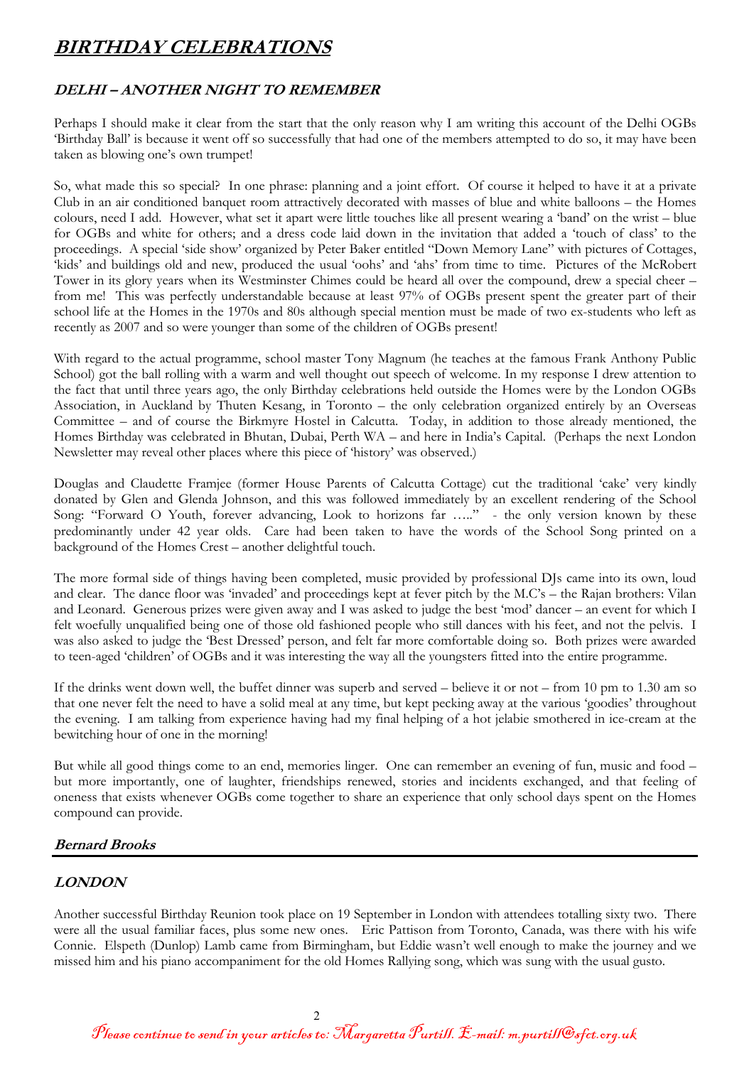# *BIRTHDAY CELEBRATIONS*

## *DELHI – ANOTHER NIGHT TO REMEMBER*

Perhaps I should make it clear from the start that the only reason why I am writing this account of the Delhi OGBs 'Birthday Ball' is because it went off so successfully that had one of the members attempted to do so, it may have been taken as blowing one's own trumpet!

So, what made this so special? In one phrase: planning and a joint effort. Of course it helped to have it at a private Club in an air conditioned banquet room attractively decorated with masses of blue and white balloons – the Homes colours, need I add. However, what set it apart were little touches like all present wearing a 'band' on the wrist – blue for OGBs and white for others; and a dress code laid down in the invitation that added a 'touch of class' to the proceedings. A special 'side show' organized by Peter Baker entitled "Down Memory Lane" with pictures of Cottages, 'kids' and buildings old and new, produced the usual 'oohs' and 'ahs' from time to time. Pictures of the McRobert Tower in its glory years when its Westminster Chimes could be heard all over the compound, drew a special cheer – from me! This was perfectly understandable because at least 97% of OGBs present spent the greater part of their school life at the Homes in the 1970s and 80s although special mention must be made of two ex-students who left as recently as 2007 and so were younger than some of the children of OGBs present!

With regard to the actual programme, school master Tony Magnum (he teaches at the famous Frank Anthony Public School) got the ball rolling with a warm and well thought out speech of welcome. In my response I drew attention to the fact that until three years ago, the only Birthday celebrations held outside the Homes were by the London OGBs Association, in Auckland by Thuten Kesang, in Toronto – the only celebration organized entirely by an Overseas Committee – and of course the Birkmyre Hostel in Calcutta. Today, in addition to those already mentioned, the Homes Birthday was celebrated in Bhutan, Dubai, Perth WA – and here in India's Capital. (Perhaps the next London Newsletter may reveal other places where this piece of 'history' was observed.)

Douglas and Claudette Framjee (former House Parents of Calcutta Cottage) cut the traditional 'cake' very kindly donated by Glen and Glenda Johnson, and this was followed immediately by an excellent rendering of the School Song: "Forward O Youth, forever advancing, Look to horizons far ….." - the only version known by these predominantly under 42 year olds. Care had been taken to have the words of the School Song printed on a background of the Homes Crest – another delightful touch.

The more formal side of things having been completed, music provided by professional DJs came into its own, loud and clear. The dance floor was 'invaded' and proceedings kept at fever pitch by the M.C's – the Rajan brothers: Vilan and Leonard. Generous prizes were given away and I was asked to judge the best 'mod' dancer – an event for which I felt woefully unqualified being one of those old fashioned people who still dances with his feet, and not the pelvis. I was also asked to judge the 'Best Dressed' person, and felt far more comfortable doing so. Both prizes were awarded to teen-aged 'children' of OGBs and it was interesting the way all the youngsters fitted into the entire programme.

If the drinks went down well, the buffet dinner was superb and served – believe it or not – from 10 pm to 1.30 am so that one never felt the need to have a solid meal at any time, but kept pecking away at the various 'goodies' throughout the evening. I am talking from experience having had my final helping of a hot jelabie smothered in ice-cream at the bewitching hour of one in the morning!

But while all good things come to an end, memories linger. One can remember an evening of fun, music and food – but more importantly, one of laughter, friendships renewed, stories and incidents exchanged, and that feeling of oneness that exists whenever OGBs come together to share an experience that only school days spent on the Homes compound can provide.

***Bernard Brooks***

---

## *LONDON*

Another successful Birthday Reunion took place on 19 September in London with attendees totalling sixty two. There were all the usual familiar faces, plus some new ones. Eric Pattison from Toronto, Canada, was there with his wife Connie. Elspeth (Dunlop) Lamb came from Birmingham, but Eddie wasn't well enough to make the journey and we missed him and his piano accompaniment for the old Homes Rallying song, which was sung with the usual gusto.

*Please continue to send in your articles to: Margaretta Purtill. E-mail: m.purtill@sfct.org.uk*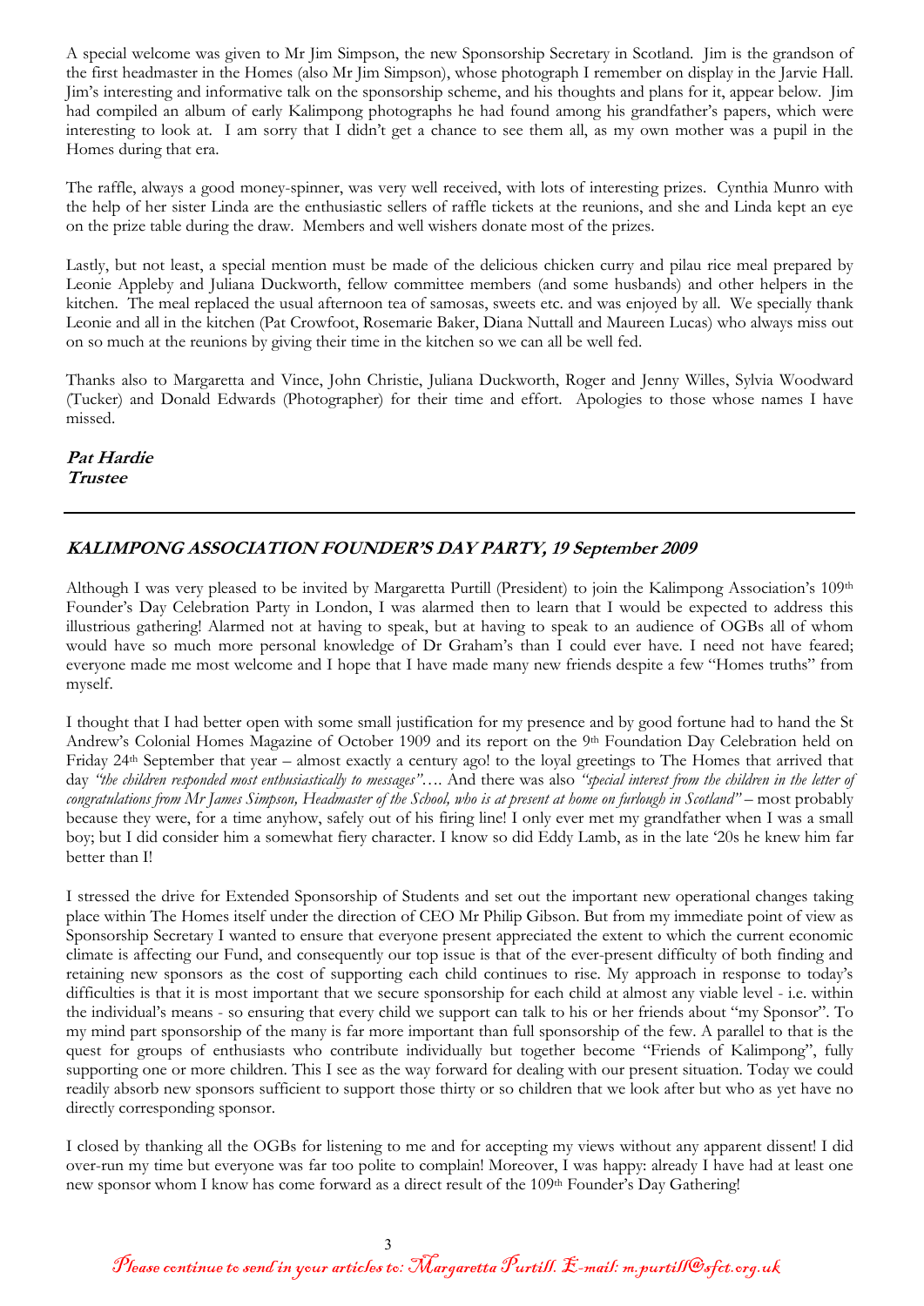A special welcome was given to Mr Jim Simpson, the new Sponsorship Secretary in Scotland. Jim is the grandson of the first headmaster in the Homes (also Mr Jim Simpson), whose photograph I remember on display in the Jarvie Hall. Jim's interesting and informative talk on the sponsorship scheme, and his thoughts and plans for it, appear below. Jim had compiled an album of early Kalimpong photographs he had found among his grandfather's papers, which were interesting to look at. I am sorry that I didn't get a chance to see them all, as my own mother was a pupil in the Homes during that era.

The raffle, always a good money-spinner, was very well received, with lots of interesting prizes. Cynthia Munro with the help of her sister Linda are the enthusiastic sellers of raffle tickets at the reunions, and she and Linda kept an eye on the prize table during the draw. Members and well wishers donate most of the prizes.

Lastly, but not least, a special mention must be made of the delicious chicken curry and pilau rice meal prepared by Leonie Appleby and Juliana Duckworth, fellow committee members (and some husbands) and other helpers in the kitchen. The meal replaced the usual afternoon tea of samosas, sweets etc. and was enjoyed by all. We specially thank Leonie and all in the kitchen (Pat Crowfoot, Rosemarie Baker, Diana Nuttall and Maureen Lucas) who always miss out on so much at the reunions by giving their time in the kitchen so we can all be well fed.

Thanks also to Margaretta and Vince, John Christie, Juliana Duckworth, Roger and Jenny Willes, Sylvia Woodward (Tucker) and Donald Edwards (Photographer) for their time and effort. Apologies to those whose names I have missed.

***Pat Hardie***
***Trustee***

---

## KALIMPONG ASSOCIATION FOUNDER'S DAY PARTY, 19 September 2009

Although I was very pleased to be invited by Margaretta Purtill (President) to join the Kalimpong Association's 109th Founder's Day Celebration Party in London, I was alarmed then to learn that I would be expected to address this illustrious gathering! Alarmed not at having to speak, but at having to speak to an audience of OGBs all of whom would have so much more personal knowledge of Dr Graham's than I could ever have. I need not have feared; everyone made me most welcome and I hope that I have made many new friends despite a few "Homes truths" from myself.

I thought that I had better open with some small justification for my presence and by good fortune had to hand the St Andrew's Colonial Homes Magazine of October 1909 and its report on the 9th Foundation Day Celebration held on Friday 24th September that year – almost exactly a century ago! to the loyal greetings to The Homes that arrived that day *"the children responded most enthusiastically to messages"*…. And there was also *"special interest from the children in the letter of congratulations from Mr James Simpson, Headmaster of the School, who is at present at home on furlough in Scotland"* – most probably because they were, for a time anyhow, safely out of his firing line! I only ever met my grandfather when I was a small boy; but I did consider him a somewhat fiery character. I know so did Eddy Lamb, as in the late '20s he knew him far better than I!

I stressed the drive for Extended Sponsorship of Students and set out the important new operational changes taking place within The Homes itself under the direction of CEO Mr Philip Gibson. But from my immediate point of view as Sponsorship Secretary I wanted to ensure that everyone present appreciated the extent to which the current economic climate is affecting our Fund, and consequently our top issue is that of the ever-present difficulty of both finding and retaining new sponsors as the cost of supporting each child continues to rise. My approach in response to today's difficulties is that it is most important that we secure sponsorship for each child at almost any viable level - i.e. within the individual's means - so ensuring that every child we support can talk to his or her friends about "my Sponsor". To my mind part sponsorship of the many is far more important than full sponsorship of the few. A parallel to that is the quest for groups of enthusiasts who contribute individually but together become "Friends of Kalimpong", fully supporting one or more children. This I see as the way forward for dealing with our present situation. Today we could readily absorb new sponsors sufficient to support those thirty or so children that we look after but who as yet have no directly corresponding sponsor.

I closed by thanking all the OGBs for listening to me and for accepting my views without any apparent dissent! I did over-run my time but everyone was far too polite to complain! Moreover, I was happy: already I have had at least one new sponsor whom I know has come forward as a direct result of the 109th Founder's Day Gathering!

*Please continue to send in your articles to: Margaretta Purtill. E-mail: m.purtill@sfct.org.uk*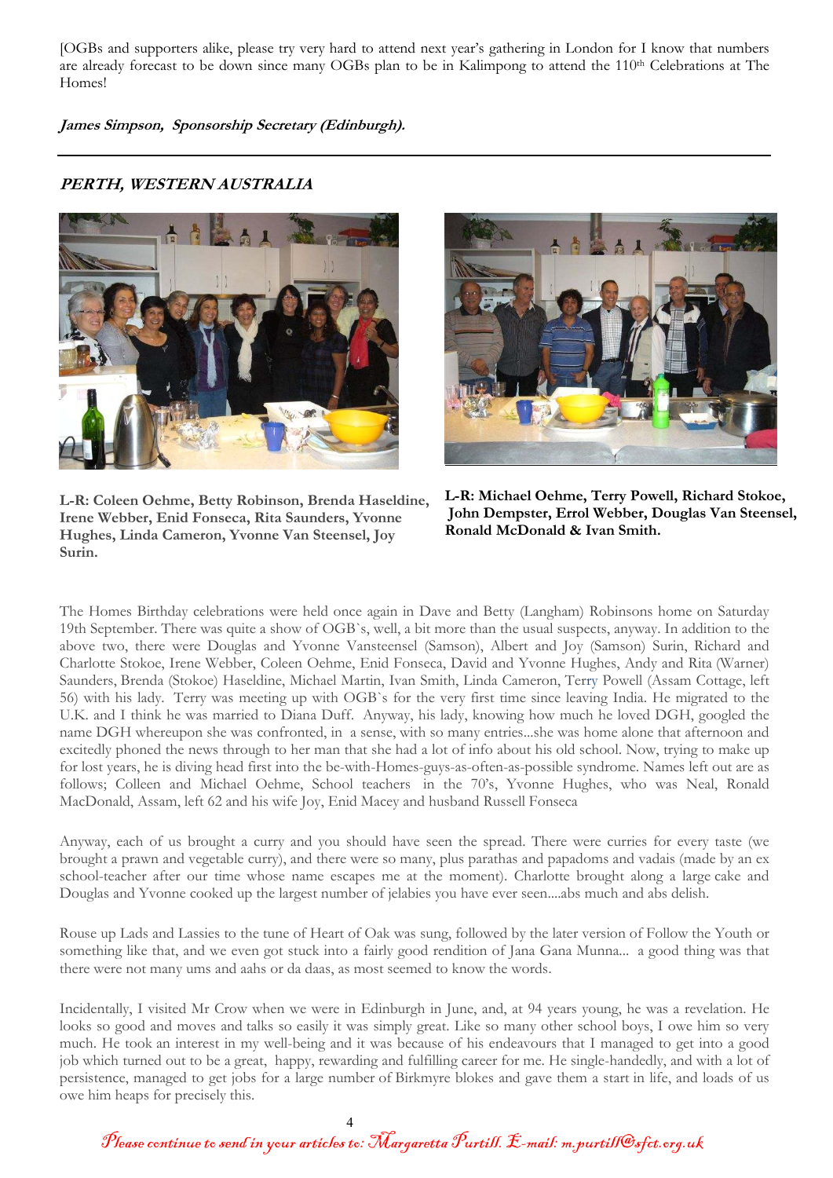[OGBs and supporters alike, please try very hard to attend next year's gathering in London for I know that numbers are already forecast to be down since many OGBs plan to be in Kalimpong to attend the 110th Celebrations at The Homes!

***James Simpson, Sponsorship Secretary (Edinburgh).***

---

## *PERTH, WESTERN AUSTRALIA*

**L-R: Coleen Oehme, Betty Robinson, Brenda Haseldine, Irene Webber, Enid Fonseca, Rita Saunders, Yvonne Hughes, Linda Cameron, Yvonne Van Steensel, Joy Surin.**

**L-R: Michael Oehme, Terry Powell, Richard Stokoe, John Dempster, Errol Webber, Douglas Van Steensel, Ronald McDonald & Ivan Smith.**

The Homes Birthday celebrations were held once again in Dave and Betty (Langham) Robinsons home on Saturday 19th September. There was quite a show of OGB`s, well, a bit more than the usual suspects, anyway. In addition to the above two, there were Douglas and Yvonne Vansteensel (Samson), Albert and Joy (Samson) Surin, Richard and Charlotte Stokoe, Irene Webber, Coleen Oehme, Enid Fonseca, David and Yvonne Hughes, Andy and Rita (Warner) Saunders, Brenda (Stokoe) Haseldine, Michael Martin, Ivan Smith, Linda Cameron, Terry Powell (Assam Cottage, left 56) with his lady. Terry was meeting up with OGB`s for the very first time since leaving India. He migrated to the U.K. and I think he was married to Diana Duff. Anyway, his lady, knowing how much he loved DGH, googled the name DGH whereupon she was confronted, in a sense, with so many entries...she was home alone that afternoon and excitedly phoned the news through to her man that she had a lot of info about his old school. Now, trying to make up for lost years, he is diving head first into the be-with-Homes-guys-as-often-as-possible syndrome. Names left out are as follows; Colleen and Michael Oehme, School teachers in the 70's, Yvonne Hughes, who was Neal, Ronald MacDonald, Assam, left 62 and his wife Joy, Enid Macey and husband Russell Fonseca

Anyway, each of us brought a curry and you should have seen the spread. There were curries for every taste (we brought a prawn and vegetable curry), and there were so many, plus parathas and papadoms and vadais (made by an ex school-teacher after our time whose name escapes me at the moment). Charlotte brought along a large cake and Douglas and Yvonne cooked up the largest number of jelabies you have ever seen....abs much and abs delish.

Rouse up Lads and Lassies to the tune of Heart of Oak was sung, followed by the later version of Follow the Youth or something like that, and we even got stuck into a fairly good rendition of Jana Gana Munna... a good thing was that there were not many ums and aahs or da daas, as most seemed to know the words.

Incidentally, I visited Mr Crow when we were in Edinburgh in June, and, at 94 years young, he was a revelation. He looks so good and moves and talks so easily it was simply great. Like so many other school boys, I owe him so very much. He took an interest in my well-being and it was because of his endeavours that I managed to get into a good job which turned out to be a great, happy, rewarding and fulfilling career for me. He single-handedly, and with a lot of persistence, managed to get jobs for a large number of Birkmyre blokes and gave them a start in life, and loads of us owe him heaps for precisely this.

*Please continue to send in your articles to: Margaretta Purtill. E-mail: m.purtill@sfct.org.uk*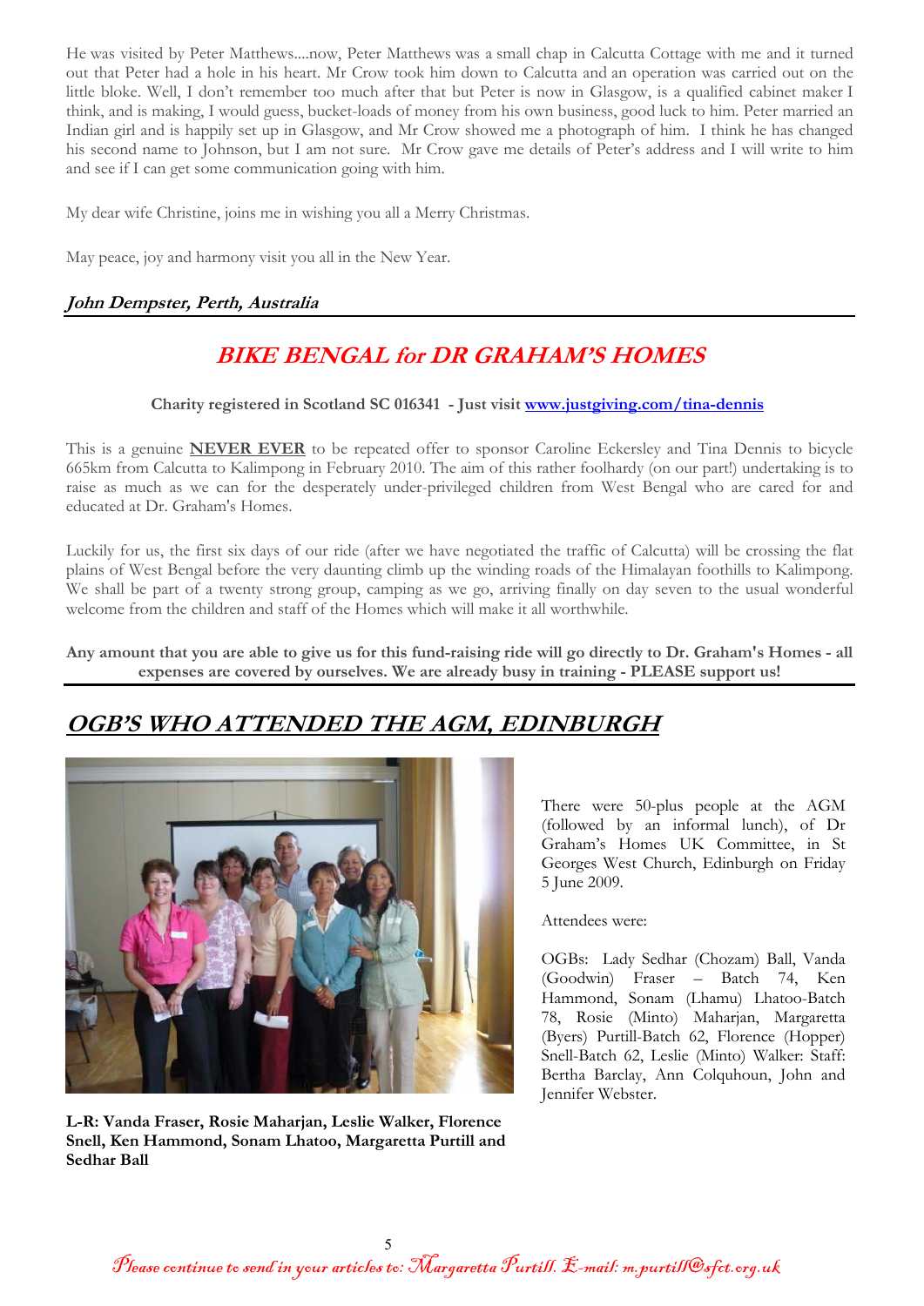He was visited by Peter Matthews....now, Peter Matthews was a small chap in Calcutta Cottage with me and it turned out that Peter had a hole in his heart. Mr Crow took him down to Calcutta and an operation was carried out on the little bloke. Well, I don't remember too much after that but Peter is now in Glasgow, is a qualified cabinet maker I think, and is making, I would guess, bucket-loads of money from his own business, good luck to him. Peter married an Indian girl and is happily set up in Glasgow, and Mr Crow showed me a photograph of him. I think he has changed his second name to Johnson, but I am not sure. Mr Crow gave me details of Peter's address and I will write to him and see if I can get some communication going with him.

My dear wife Christine, joins me in wishing you all a Merry Christmas.

May peace, joy and harmony visit you all in the New Year.

***John Dempster, Perth, Australia***

## BIKE BENGAL for DR GRAHAM'S HOMES

**Charity registered in Scotland SC 016341 - Just visit www.justgiving.com/tina-dennis**

This is a genuine **NEVER EVER** to be repeated offer to sponsor Caroline Eckersley and Tina Dennis to bicycle 665km from Calcutta to Kalimpong in February 2010. The aim of this rather foolhardy (on our part!) undertaking is to raise as much as we can for the desperately under-privileged children from West Bengal who are cared for and educated at Dr. Graham's Homes.

Luckily for us, the first six days of our ride (after we have negotiated the traffic of Calcutta) will be crossing the flat plains of West Bengal before the very daunting climb up the winding roads of the Himalayan foothills to Kalimpong. We shall be part of a twenty strong group, camping as we go, arriving finally on day seven to the usual wonderful welcome from the children and staff of the Homes which will make it all worthwhile.

**Any amount that you are able to give us for this fund-raising ride will go directly to Dr. Graham's Homes - all expenses are covered by ourselves. We are already busy in training - PLEASE support us!**

## OGB'S WHO ATTENDED THE AGM, EDINBURGH

**L-R: Vanda Fraser, Rosie Maharjan, Leslie Walker, Florence Snell, Ken Hammond, Sonam Lhatoo, Margaretta Purtill and Sedhar Ball**

There were 50-plus people at the AGM (followed by an informal lunch), of Dr Graham's Homes UK Committee, in St Georges West Church, Edinburgh on Friday 5 June 2009.

Attendees were:

OGBs: Lady Sedhar (Chozam) Ball, Vanda (Goodwin) Fraser – Batch 74, Ken Hammond, Sonam (Lhamu) Lhatoo-Batch 78, Rosie (Minto) Maharjan, Margaretta (Byers) Purtill-Batch 62, Florence (Hopper) Snell-Batch 62, Leslie (Minto) Walker: Staff: Bertha Barclay, Ann Colquhoun, John and Jennifer Webster.

*Please continue to send in your articles to: Margaretta Purtill. E-mail: m.purtill@sfct.org.uk*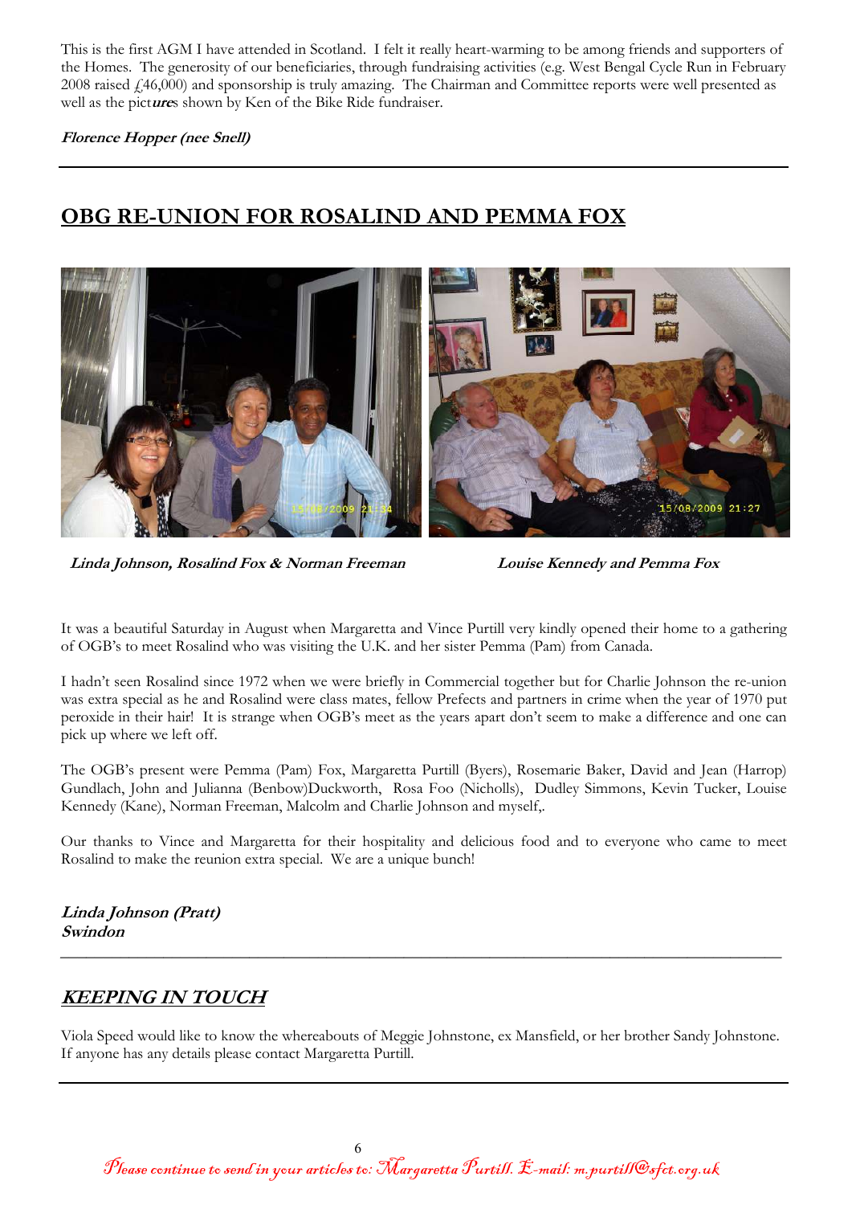This is the first AGM I have attended in Scotland. I felt it really heart-warming to be among friends and supporters of the Homes. The generosity of our beneficiaries, through fundraising activities (e.g. West Bengal Cycle Run in February 2008 raised £46,000) and sponsorship is truly amazing. The Chairman and Committee reports were well presented as well as the pict***ures*** shown by Ken of the Bike Ride fundraiser.

***Florence Hopper (nee Snell)***

---

## OBG RE-UNION FOR ROSALIND AND PEMMA FOX

***Linda Johnson, Rosalind Fox & Norman Freeman***

***Louise Kennedy and Pemma Fox***

It was a beautiful Saturday in August when Margaretta and Vince Purtill very kindly opened their home to a gathering of OGB's to meet Rosalind who was visiting the U.K. and her sister Pemma (Pam) from Canada.

I hadn't seen Rosalind since 1972 when we were briefly in Commercial together but for Charlie Johnson the re-union was extra special as he and Rosalind were class mates, fellow Prefects and partners in crime when the year of 1970 put peroxide in their hair! It is strange when OGB's meet as the years apart don't seem to make a difference and one can pick up where we left off.

The OGB's present were Pemma (Pam) Fox, Margaretta Purtill (Byers), Rosemarie Baker, David and Jean (Harrop) Gundlach, John and Julianna (Benbow)Duckworth, Rosa Foo (Nicholls), Dudley Simmons, Kevin Tucker, Louise Kennedy (Kane), Norman Freeman, Malcolm and Charlie Johnson and myself,.

Our thanks to Vince and Margaretta for their hospitality and delicious food and to everyone who came to meet Rosalind to make the reunion extra special. We are a unique bunch!

***Linda Johnson (Pratt)***
***Swindon***

---

## ***KEEPING IN TOUCH***

Viola Speed would like to know the whereabouts of Meggie Johnstone, ex Mansfield, or her brother Sandy Johnstone. If anyone has any details please contact Margaretta Purtill.

---

*Please continue to send in your articles to: Margaretta Purtill. E-mail: m.purtill@sfct.org.uk*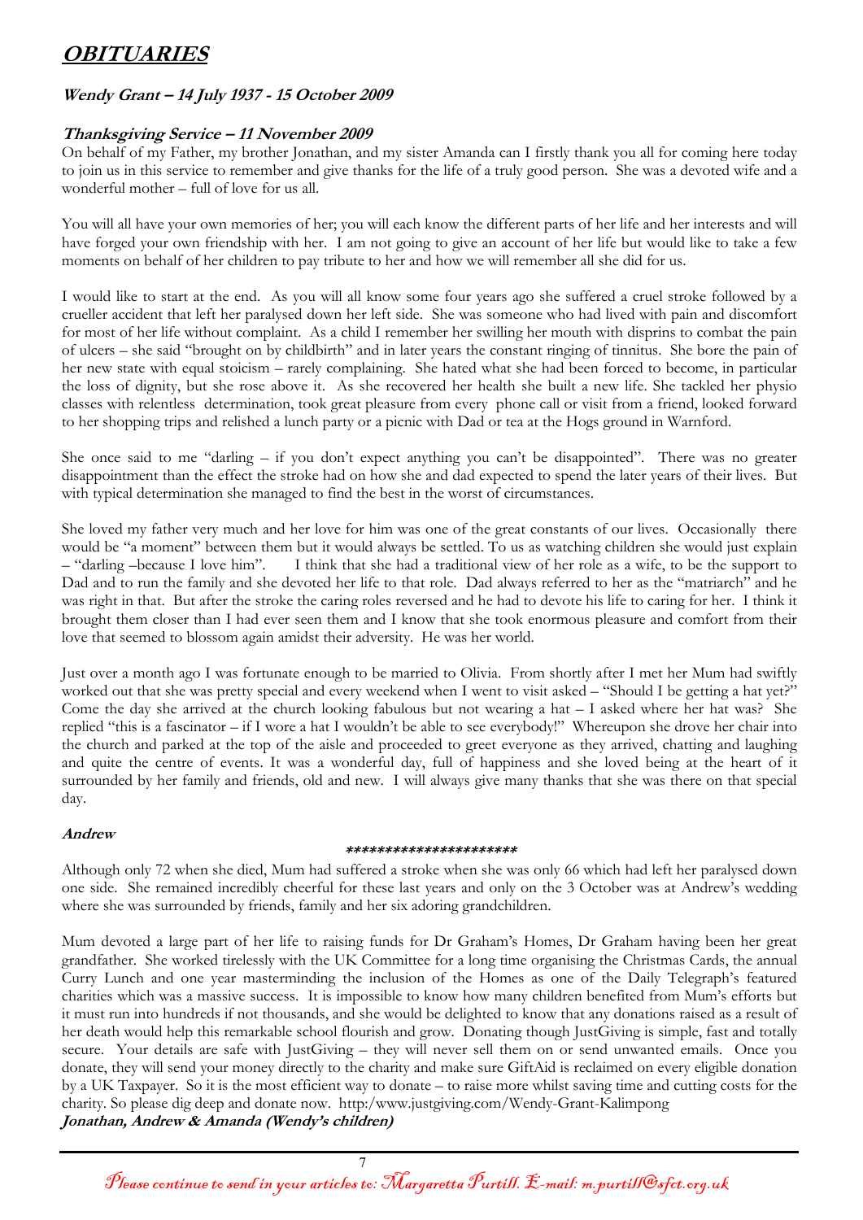# ***OBITUARIES***

### ***Wendy Grant – 14 July 1937 - 15 October 2009***

### ***Thanksgiving Service – 11 November 2009***

On behalf of my Father, my brother Jonathan, and my sister Amanda can I firstly thank you all for coming here today to join us in this service to remember and give thanks for the life of a truly good person. She was a devoted wife and a wonderful mother – full of love for us all.

You will all have your own memories of her; you will each know the different parts of her life and her interests and will have forged your own friendship with her. I am not going to give an account of her life but would like to take a few moments on behalf of her children to pay tribute to her and how we will remember all she did for us.

I would like to start at the end. As you will all know some four years ago she suffered a cruel stroke followed by a crueller accident that left her paralysed down her left side. She was someone who had lived with pain and discomfort for most of her life without complaint. As a child I remember her swilling her mouth with disprins to combat the pain of ulcers – she said "brought on by childbirth" and in later years the constant ringing of tinnitus. She bore the pain of her new state with equal stoicism – rarely complaining. She hated what she had been forced to become, in particular the loss of dignity, but she rose above it. As she recovered her health she built a new life. She tackled her physio classes with relentless determination, took great pleasure from every phone call or visit from a friend, looked forward to her shopping trips and relished a lunch party or a picnic with Dad or tea at the Hogs ground in Warnford.

She once said to me "darling – if you don't expect anything you can't be disappointed". There was no greater disappointment than the effect the stroke had on how she and dad expected to spend the later years of their lives. But with typical determination she managed to find the best in the worst of circumstances.

She loved my father very much and her love for him was one of the great constants of our lives. Occasionally there would be "a moment" between them but it would always be settled. To us as watching children she would just explain – "darling –because I love him". I think that she had a traditional view of her role as a wife, to be the support to Dad and to run the family and she devoted her life to that role. Dad always referred to her as the "matriarch" and he was right in that. But after the stroke the caring roles reversed and he had to devote his life to caring for her. I think it brought them closer than I had ever seen them and I know that she took enormous pleasure and comfort from their love that seemed to blossom again amidst their adversity. He was her world.

Just over a month ago I was fortunate enough to be married to Olivia. From shortly after I met her Mum had swiftly worked out that she was pretty special and every weekend when I went to visit asked – "Should I be getting a hat yet?" Come the day she arrived at the church looking fabulous but not wearing a hat – I asked where her hat was? She replied "this is a fascinator – if I wore a hat I wouldn't be able to see everybody!" Whereupon she drove her chair into the church and parked at the top of the aisle and proceeded to greet everyone as they arrived, chatting and laughing and quite the centre of events. It was a wonderful day, full of happiness and she loved being at the heart of it surrounded by her family and friends, old and new. I will always give many thanks that she was there on that special day.

***Andrew***

***********************

Although only 72 when she died, Mum had suffered a stroke when she was only 66 which had left her paralysed down one side. She remained incredibly cheerful for these last years and only on the 3 October was at Andrew's wedding where she was surrounded by friends, family and her six adoring grandchildren.

Mum devoted a large part of her life to raising funds for Dr Graham's Homes, Dr Graham having been her great grandfather. She worked tirelessly with the UK Committee for a long time organising the Christmas Cards, the annual Curry Lunch and one year masterminding the inclusion of the Homes as one of the Daily Telegraph's featured charities which was a massive success. It is impossible to know how many children benefited from Mum's efforts but it must run into hundreds if not thousands, and she would be delighted to know that any donations raised as a result of her death would help this remarkable school flourish and grow. Donating though JustGiving is simple, fast and totally secure. Your details are safe with JustGiving – they will never sell them on or send unwanted emails. Once you donate, they will send your money directly to the charity and make sure GiftAid is reclaimed on every eligible donation by a UK Taxpayer. So it is the most efficient way to donate – to raise more whilst saving time and cutting costs for the charity. So please dig deep and donate now. http:/www.justgiving.com/Wendy-Grant-Kalimpong

***Jonathan, Andrew & Amanda (Wendy's children)***

*Please continue to send in your articles to: Margaretta Purtill. E-mail: m.purtill@sfct.org.uk*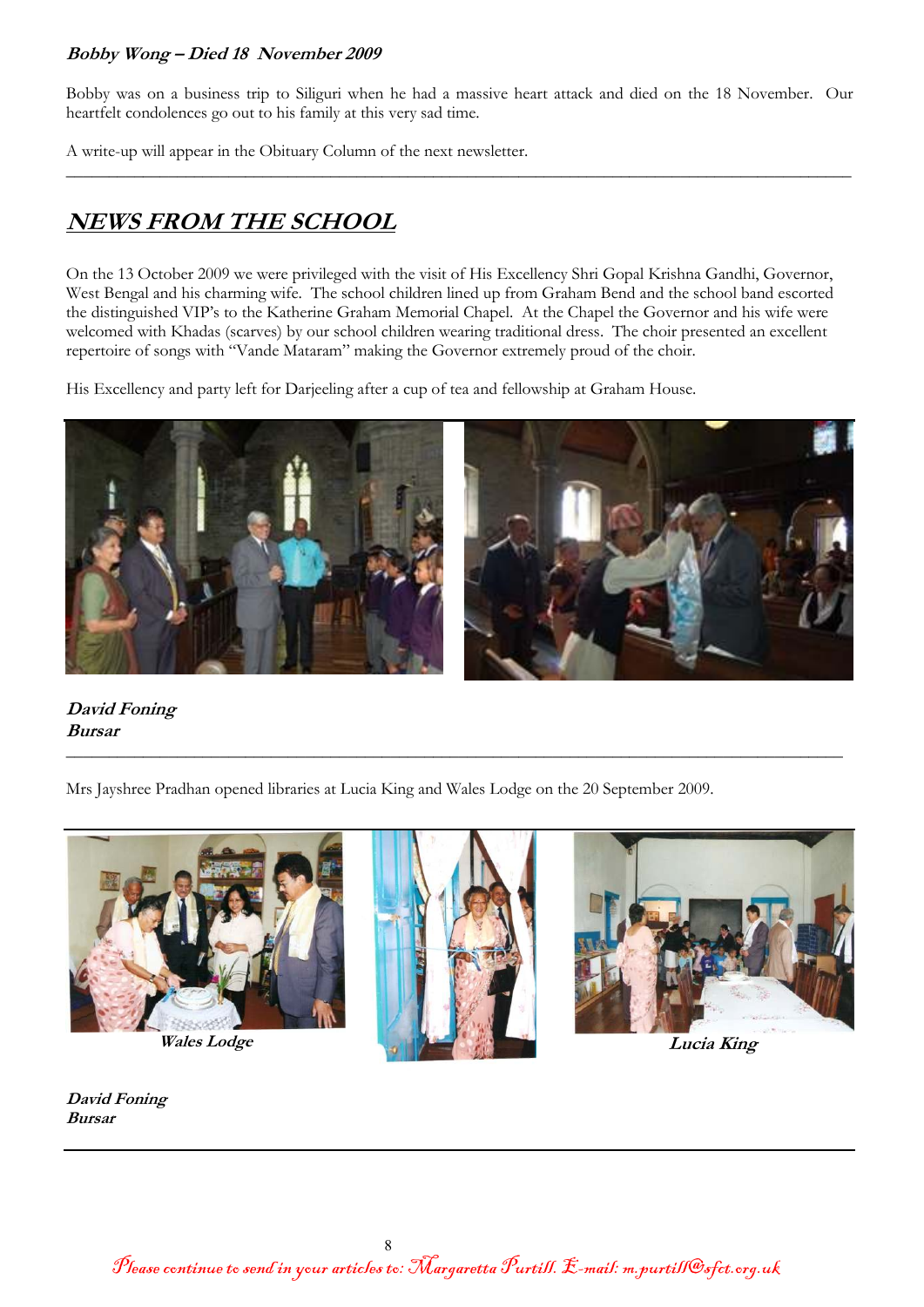***Bobby Wong – Died 18 November 2009***

Bobby was on a business trip to Siliguri when he had a massive heart attack and died on the 18 November. Our heartfelt condolences go out to his family at this very sad time.

A write-up will appear in the Obituary Column of the next newsletter.

---

## ***NEWS FROM THE SCHOOL***

On the 13 October 2009 we were privileged with the visit of His Excellency Shri Gopal Krishna Gandhi, Governor, West Bengal and his charming wife. The school children lined up from Graham Bend and the school band escorted the distinguished VIP's to the Katherine Graham Memorial Chapel. At the Chapel the Governor and his wife were welcomed with Khadas (scarves) by our school children wearing traditional dress. The choir presented an excellent repertoire of songs with "Vande Mataram" making the Governor extremely proud of the choir.

His Excellency and party left for Darjeeling after a cup of tea and fellowship at Graham House.

***David Foning***
***Bursar***

---

Mrs Jayshree Pradhan opened libraries at Lucia King and Wales Lodge on the 20 September 2009.

***Wales Lodge***

***Lucia King***

***David Foning***
***Bursar***

---

*Please continue to send in your articles to: Margaretta Purtill. E-mail: m.purtill@sfct.org.uk*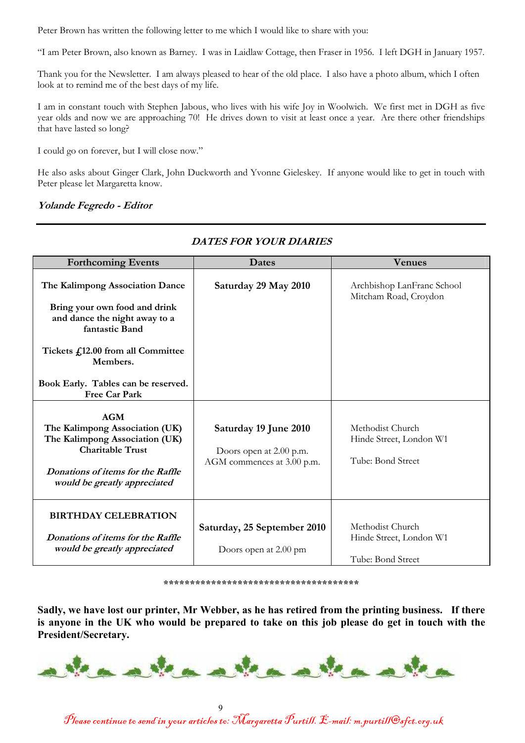Peter Brown has written the following letter to me which I would like to share with you:

"I am Peter Brown, also known as Barney. I was in Laidlaw Cottage, then Fraser in 1956. I left DGH in January 1957.

Thank you for the Newsletter. I am always pleased to hear of the old place. I also have a photo album, which I often look at to remind me of the best days of my life.

I am in constant touch with Stephen Jabous, who lives with his wife Joy in Woolwich. We first met in DGH as five year olds and now we are approaching 70! He drives down to visit at least once a year. Are there other friendships that have lasted so long?

I could go on forever, but I will close now."

He also asks about Ginger Clark, John Duckworth and Yvonne Gieleskey. If anyone would like to get in touch with Peter please let Margaretta know.

***Yolande Fegredo - Editor***

---

## *DATES FOR YOUR DIARIES*

| Forthcoming Events | Dates | Venues |
|---|---|---|
| **The Kalimpong Association Dance**<br><br>**Bring your own food and drink and dance the night away to a fantastic Band**<br><br>**Tickets £12.00 from all Committee Members.**<br><br>**Book Early. Tables can be reserved. Free Car Park** | **Saturday 29 May 2010** | Archbishop LanFranc School<br>Mitcham Road, Croydon |
| **AGM**<br>**The Kalimpong Association (UK)**<br>**The Kalimpong Association (UK) Charitable Trust**<br><br>***Donations of items for the Raffle would be greatly appreciated*** | **Saturday 19 June 2010**<br><br>Doors open at 2.00 p.m.<br>AGM commences at 3.00 p.m. | Methodist Church<br>Hinde Street, London W1<br><br>Tube: Bond Street |
| **BIRTHDAY CELEBRATION**<br><br>***Donations of items for the Raffle would be greatly appreciated*** | **Saturday, 25 September 2010**<br><br>Doors open at 2.00 pm | Methodist Church<br>Hinde Street, London W1<br><br>Tube: Bond Street |

*************************************

**Sadly, we have lost our printer, Mr Webber, as he has retired from the printing business. If there is anyone in the UK who would be prepared to take on this job please do get in touch with the President/Secretary.**

*Please continue to send in your articles to: Margaretta Purtill. E-mail: m.purtill@sfct.org.uk*